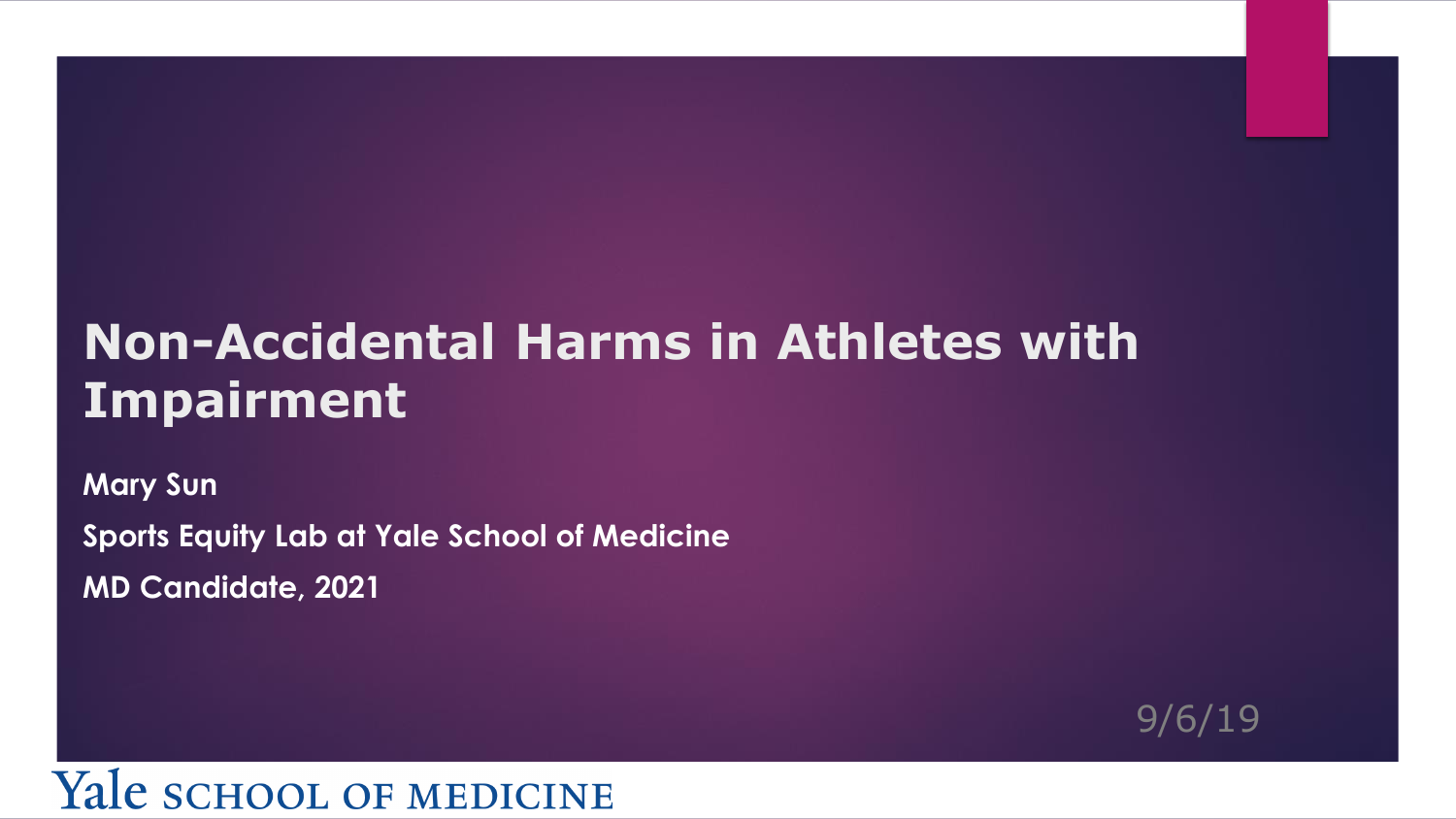# Non-Accidental Harms in Athletes with Impairment

**Mary Sun**

**Sports Equity Lab at Yale School of Medicine**

**MD Candidate, 2021**

9/6/19

Yale SCHOOL OF MEDICINE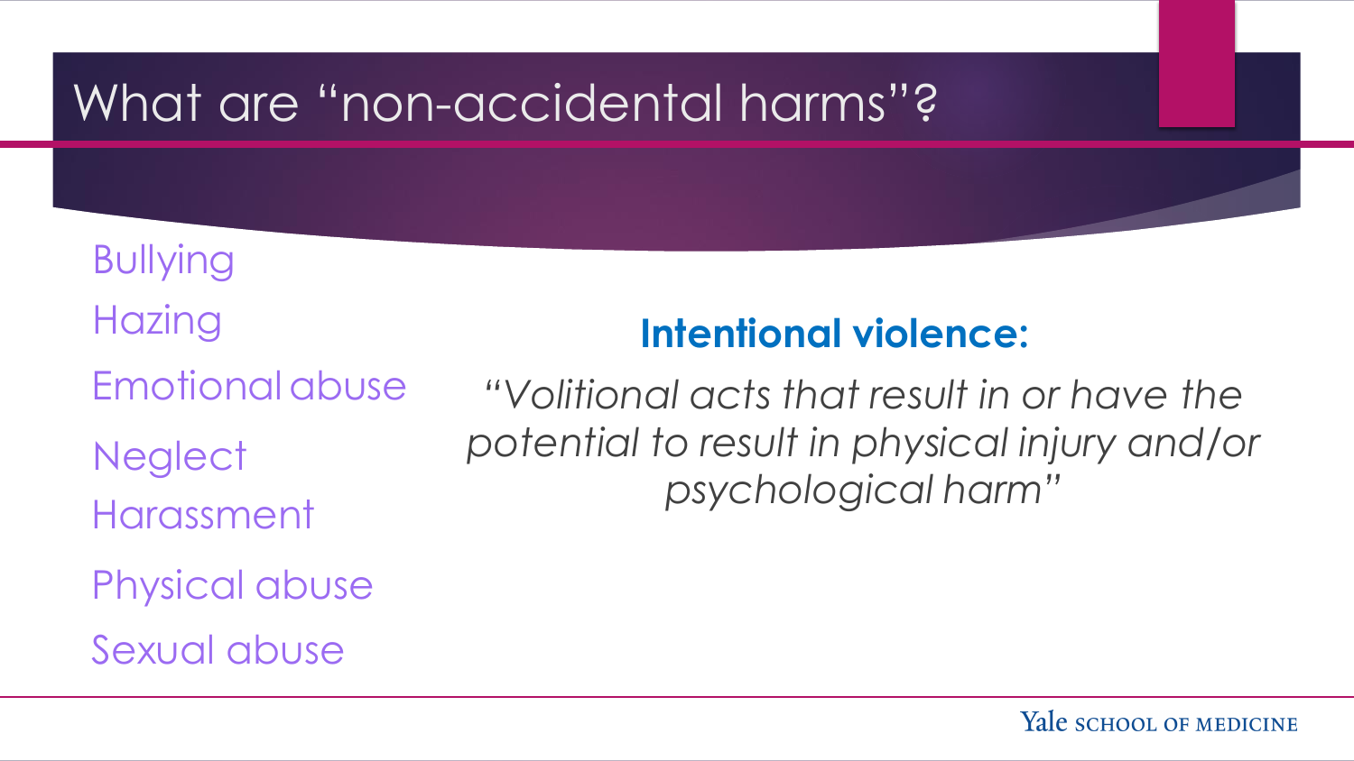# What are "non-accidental harms"?

- Bullying
- Hazing
- Emotional abuse
- Neglect
- Harassment
- Physical abuse
- Sexual abuse

**Intentional violence:**

*"Volitional acts that result in or have the potential to result in physical injury and/or psychological harm"*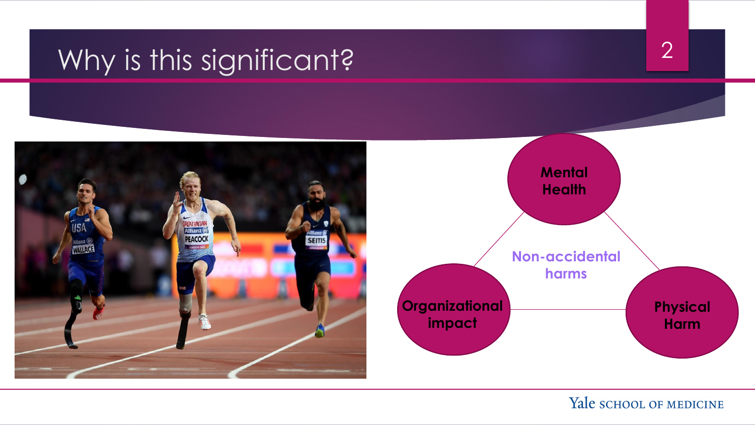# Why is this significant?

- Mental Health
- Physical Harm
- Organizational impact

Non-accidental harms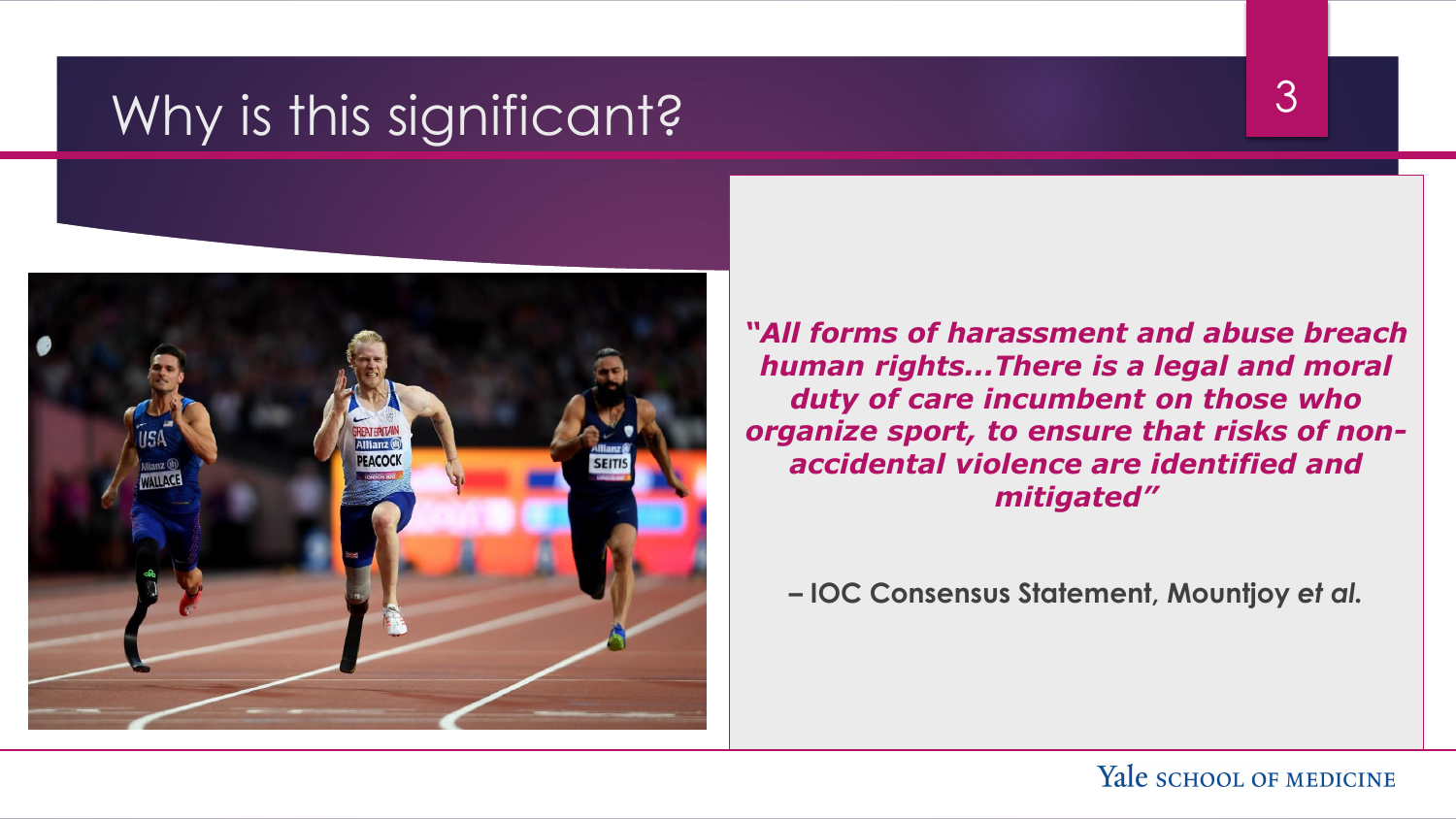# Why is this significant?

***"All forms of harassment and abuse breach human rights…There is a legal and moral duty of care incumbent on those who organize sport, to ensure that risks of non-accidental violence are identified and mitigated"***

**– IOC Consensus Statement, Mountjoy *et al.***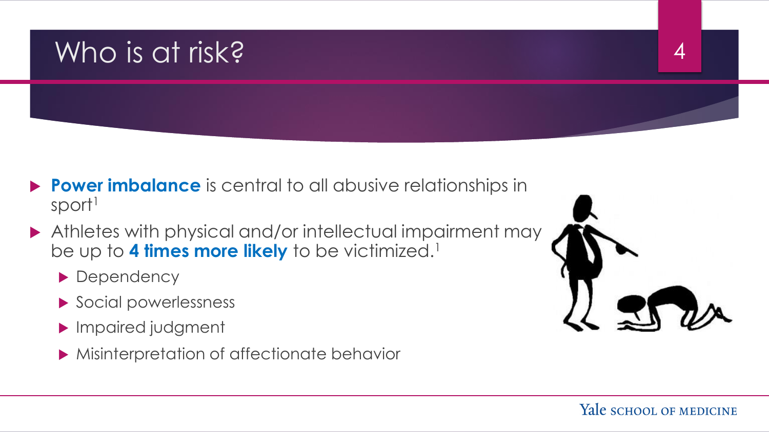# Who is at risk?

- **Power imbalance** is central to all abusive relationships in sport[1]
- Athletes with physical and/or intellectual impairment may be up to **4 times more likely** to be victimized.[1]
  - Dependency
  - Social powerlessness
  - Impaired judgment
  - Misinterpretation of affectionate behavior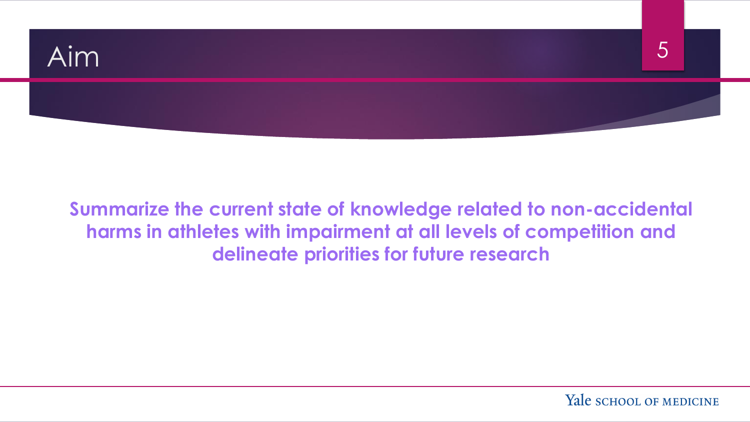# Aim

**Summarize the current state of knowledge related to non-accidental harms in athletes with impairment at all levels of competition and delineate priorities for future research**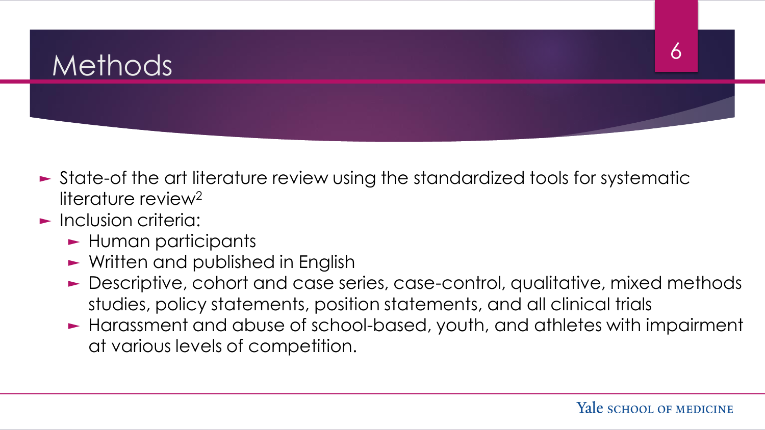# Methods

- State-of the art literature review using the standardized tools for systematic literature review[2]
- Inclusion criteria:
  - Human participants
  - Written and published in English
  - Descriptive, cohort and case series, case-control, qualitative, mixed methods studies, policy statements, position statements, and all clinical trials
  - Harassment and abuse of school-based, youth, and athletes with impairment at various levels of competition.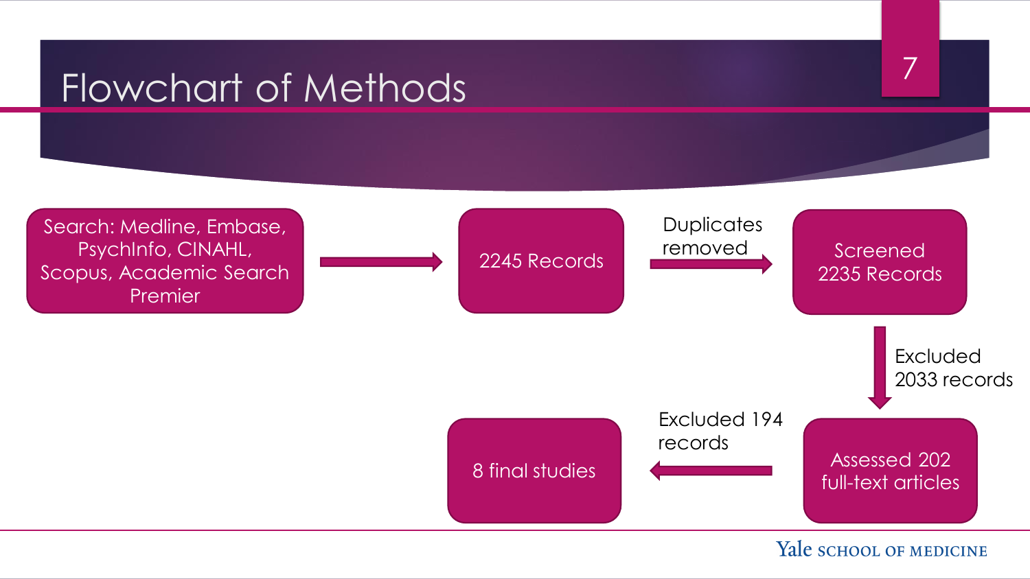# Flowchart of Methods

- Search: Medline, Embase, PsychInfo, CINAHL, Scopus, Academic Search Premier
- → 2245 Records
- → Duplicates removed → Screened 2235 Records
- → Excluded 2033 records → Assessed 202 full-text articles
- → Excluded 194 records → 8 final studies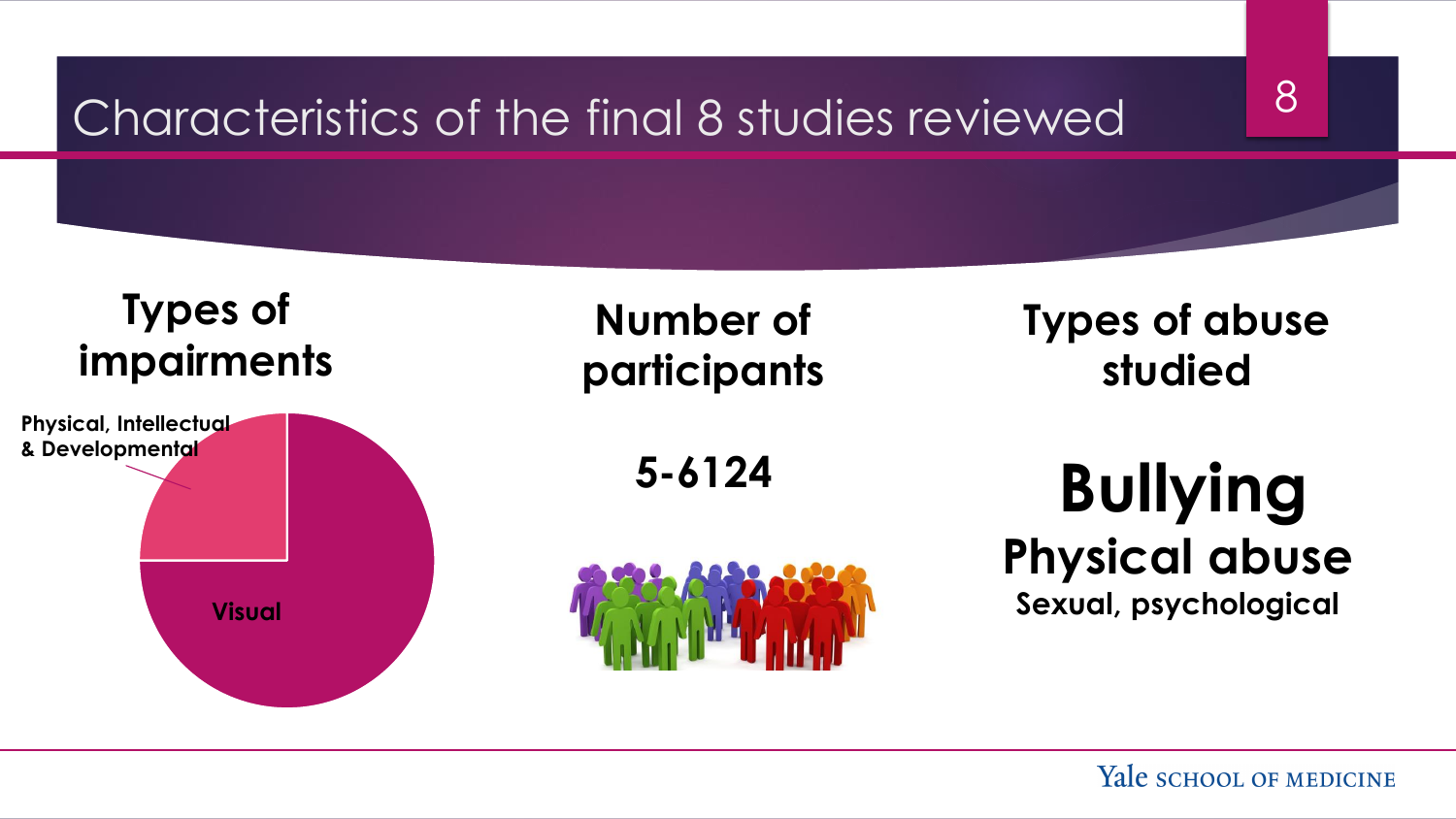# Characteristics of the final 8 studies reviewed

## Types of impairments

Physical, Intellectual & Developmental

Visual

## Number of participants

**5-6124**

## Types of abuse studied

**Bullying**

**Physical abuse**

**Sexual, psychological**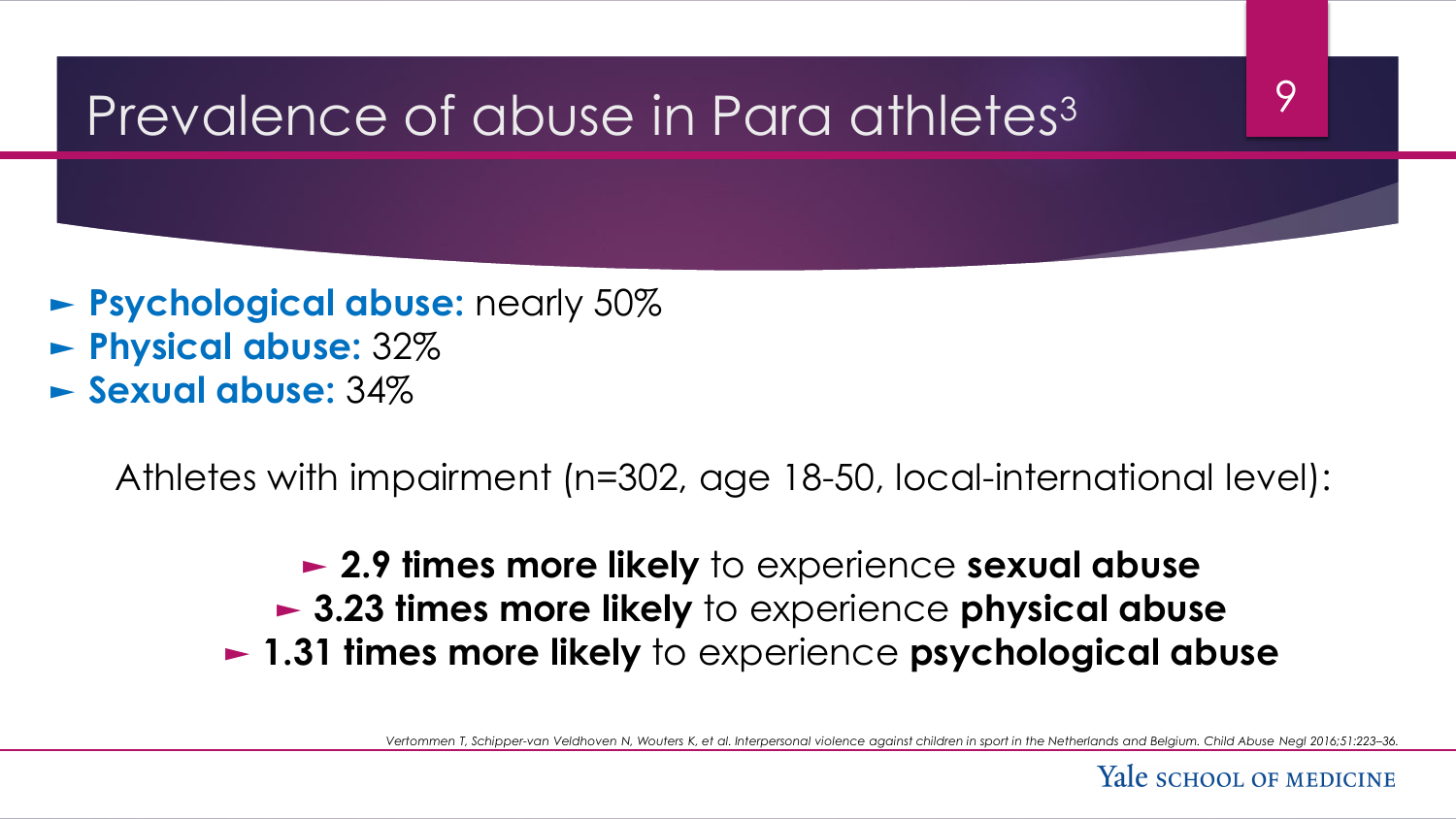# Prevalence of abuse in Para athletes[3]

- **Psychological abuse:** nearly 50%
- **Physical abuse:** 32%
- **Sexual abuse:** 34%

Athletes with impairment (n=302, age 18-50, local-international level):

- **2.9 times more likely** to experience **sexual abuse**
- **3.23 times more likely** to experience **physical abuse**
- **1.31 times more likely** to experience **psychological abuse**

*Vertommen T, Schipper-van Veldhoven N, Wouters K, et al. Interpersonal violence against children in sport in the Netherlands and Belgium. Child Abuse Negl 2016;51:223–36.*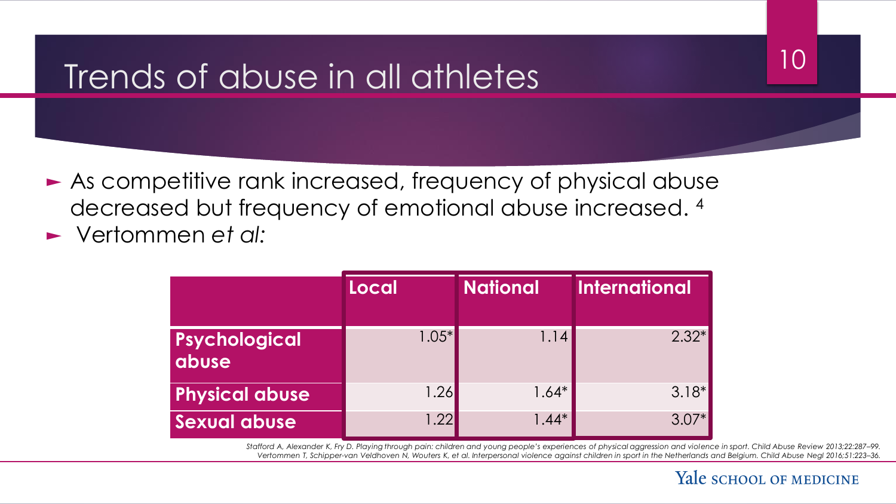# Trends of abuse in all athletes

- As competitive rank increased, frequency of physical abuse decreased but frequency of emotional abuse increased. [4]
- Vertommen *et al:*

| | Local | National | International |
|---|---|---|---|
| **Psychological abuse** | 1.05* | 1.14 | 2.32* |
| **Physical abuse** | 1.26 | 1.64* | 3.18* |
| **Sexual abuse** | 1.22 | 1.44* | 3.07* |

*Stafford A, Alexander K, Fry D. Playing through pain: children and young people's experiences of physical aggression and violence in sport. Child Abuse Review 2013;22:287–99.*
*Vertommen T, Schipper-van Veldhoven N, Wouters K, et al. Interpersonal violence against children in sport in the Netherlands and Belgium. Child Abuse Negl 2016;51:223–36.*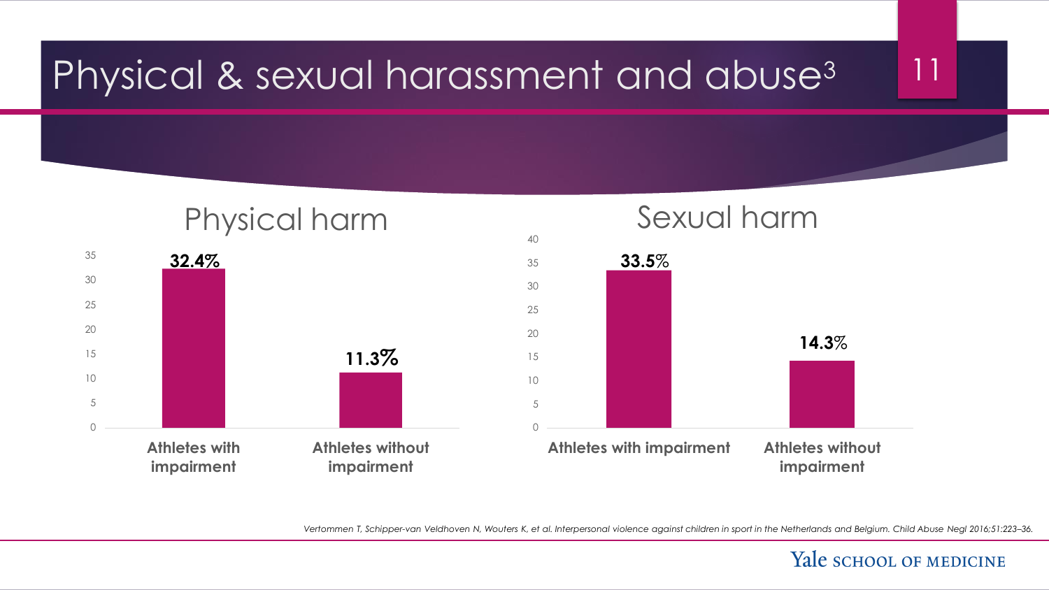# Physical & sexual harassment and abuse[3]

## Physical harm

| | Percentage |
|---|---|
| Athletes with impairment | 32.4% |
| Athletes without impairment | 11.3% |

## Sexual harm

| | Percentage |
|---|---|
| Athletes with impairment | 33.5% |
| Athletes without impairment | 14.3% |

*Vertommen T, Schipper-van Veldhoven N, Wouters K, et al. Interpersonal violence against children in sport in the Netherlands and Belgium. Child Abuse Negl 2016;51:223–36.*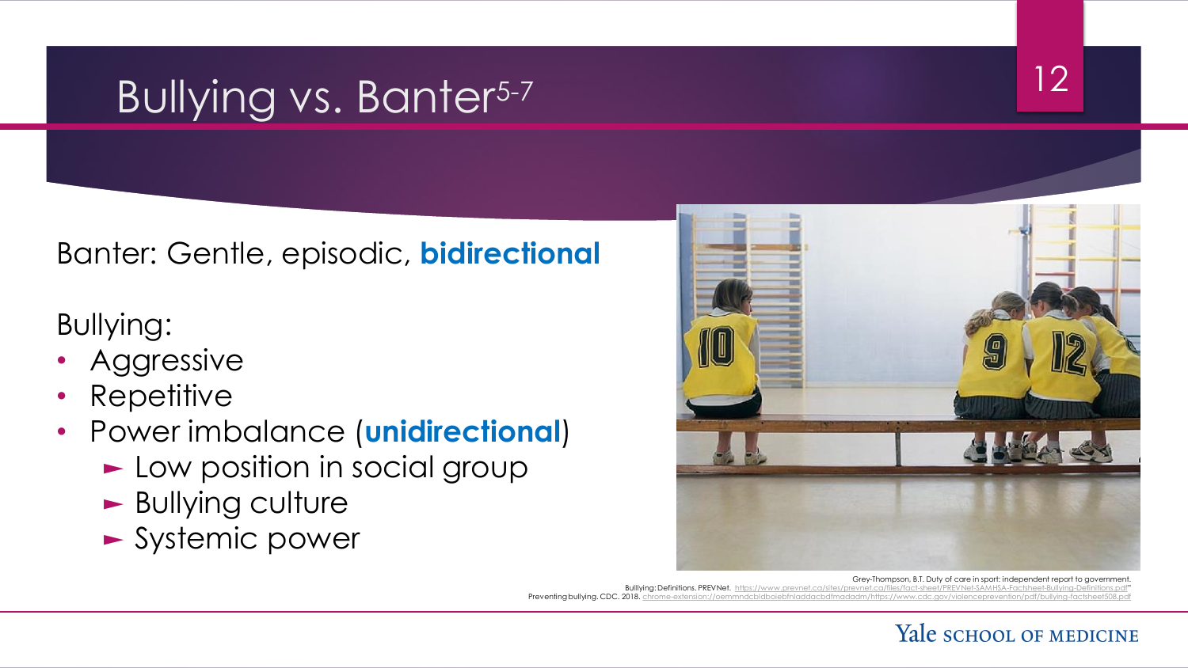# Bullying vs. Banter[5-7]

Banter: Gentle, episodic, **bidirectional**

Bullying:

- Aggressive
- Repetitive
- Power imbalance (**unidirectional**)
  - Low position in social group
  - Bullying culture
  - Systemic power

Grey-Thompson, B.T. Duty of care in sport: independent report to government.
Bulllying: Definitions. PREVNet. https://www.prevnet.ca/sites/prevnet.ca/files/fact-sheet/PREVNet-SAMHSA-Factsheet-Bullying-Definitions.pdf
Preventing bullying. CDC. 2018. chrome-extension://oemmndcbldboiebfnladdacbdfmadadm/https://www.cdc.gov/violenceprevention/pdf/bullying-factsheet508.pdf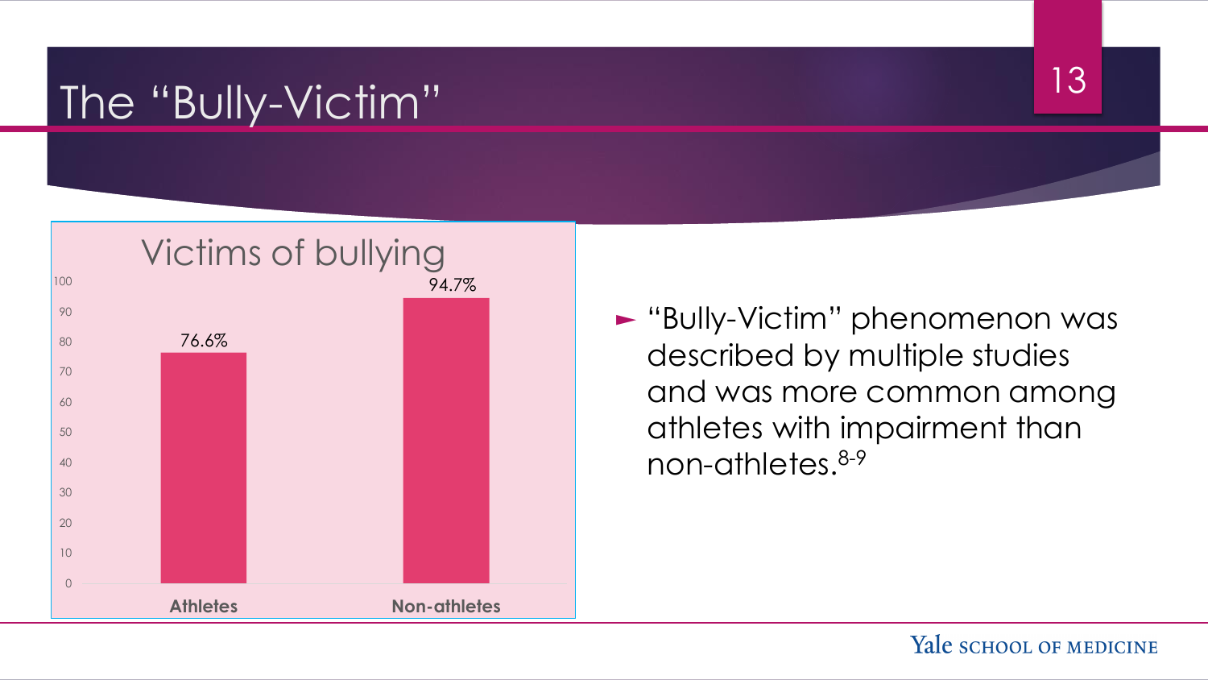# The "Bully-Victim"

**Victims of bullying**

| | Victims of bullying |
|---|---|
| Athletes | 76.6% |
| Non-athletes | 94.7% |

- "Bully-Victim" phenomenon was described by multiple studies and was more common among athletes with impairment than non-athletes.[8-9]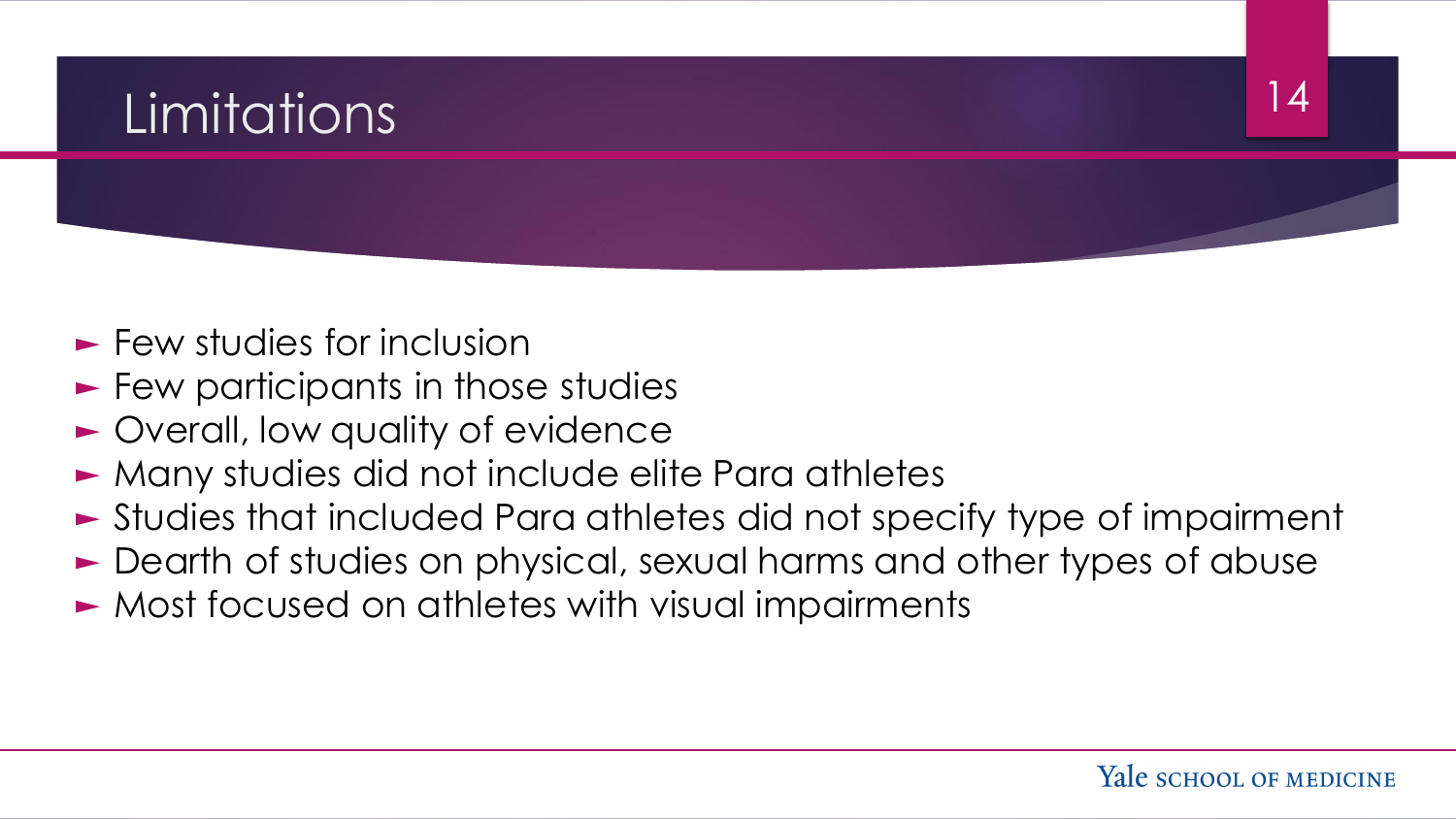# Limitations

- Few studies for inclusion
- Few participants in those studies
- Overall, low quality of evidence
- Many studies did not include elite Para athletes
- Studies that included Para athletes did not specify type of impairment
- Dearth of studies on physical, sexual harms and other types of abuse
- Most focused on athletes with visual impairments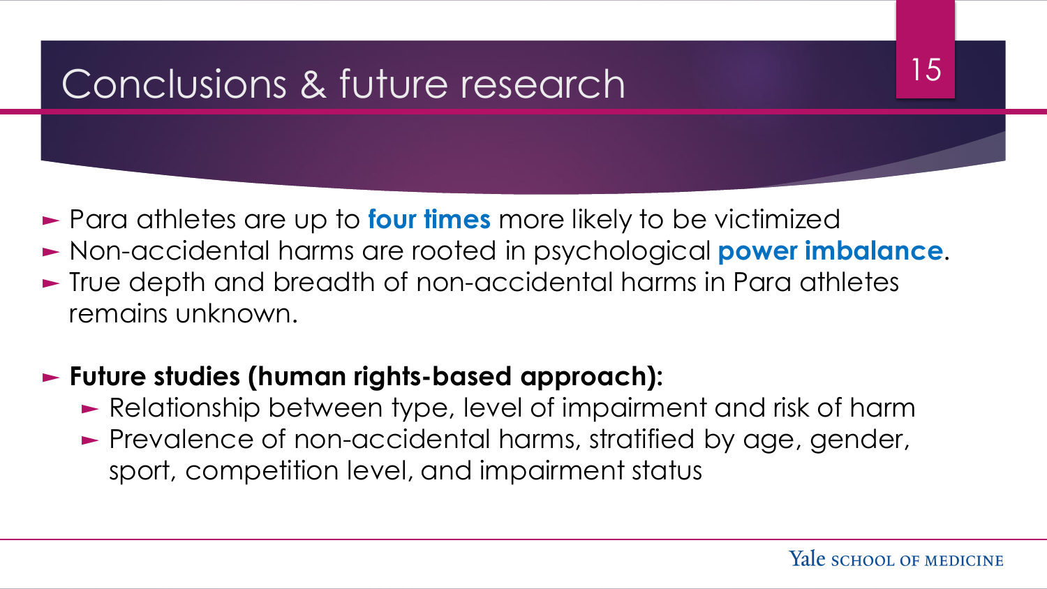# Conclusions & future research

- Para athletes are up to **four times** more likely to be victimized
- Non-accidental harms are rooted in psychological **power imbalance**.
- True depth and breadth of non-accidental harms in Para athletes remains unknown.

- **Future studies (human rights-based approach):**
  - Relationship between type, level of impairment and risk of harm
  - Prevalence of non-accidental harms, stratified by age, gender, sport, competition level, and impairment status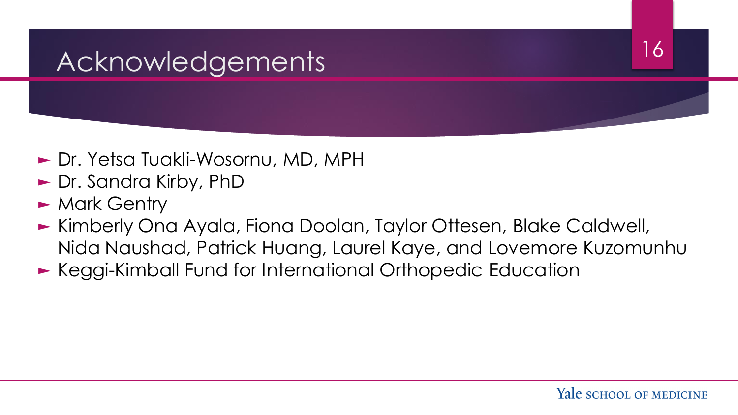# Acknowledgements

- Dr. Yetsa Tuakli-Wosornu, MD, MPH
- Dr. Sandra Kirby, PhD
- Mark Gentry
- Kimberly Ona Ayala, Fiona Doolan, Taylor Ottesen, Blake Caldwell, Nida Naushad, Patrick Huang, Laurel Kaye, and Lovemore Kuzomunhu
- Keggi-Kimball Fund for International Orthopedic Education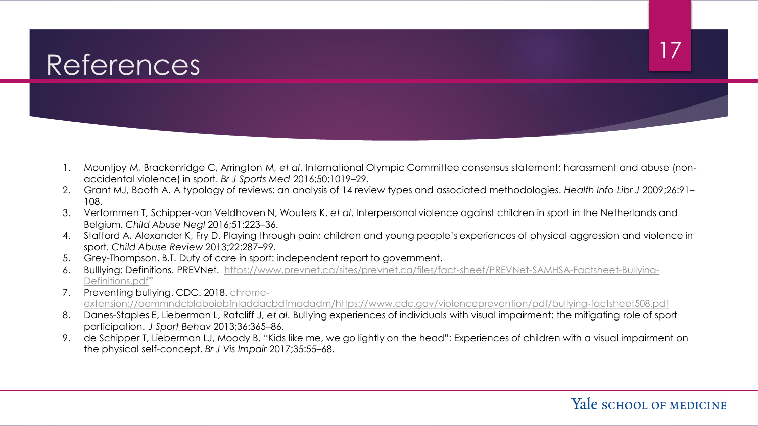# References

1. Mountjoy M, Brackenridge C, Arrington M, *et al*. International Olympic Committee consensus statement: harassment and abuse (non-accidental violence) in sport. *Br J Sports Med* 2016;50:1019–29.
2. Grant MJ, Booth A. A typology of reviews: an analysis of 14 review types and associated methodologies. *Health Info Libr J* 2009;26:91–108.
3. Vertommen T, Schipper-van Veldhoven N, Wouters K, *et al*. Interpersonal violence against children in sport in the Netherlands and Belgium. *Child Abuse Negl* 2016;51:223–36.
4. Stafford A, Alexander K, Fry D. Playing through pain: children and young people's experiences of physical aggression and violence in sport. *Child Abuse Review* 2013;22:287–99.
5. Grey-Thompson, B.T. Duty of care in sport: independent report to government.
6. Bulllying: Definitions. PREVNet. https://www.prevnet.ca/sites/prevnet.ca/files/fact-sheet/PREVNet-SAMHSA-Factsheet-Bullying-Definitions.pdf"
7. Preventing bullying. CDC. 2018. chrome-extension://oemmndcbldboiebfnladdacbdfmadadm/https://www.cdc.gov/violenceprevention/pdf/bullying-factsheet508.pdf
8. Danes-Staples E, Lieberman L, Ratcliff J, *et al*. Bullying experiences of individuals with visual impairment: the mitigating role of sport participation. *J Sport Behav* 2013;36:365–86.
9. de Schipper T, Lieberman LJ, Moody B. "Kids like me, we go lightly on the head": Experiences of children with a visual impairment on the physical self-concept. *Br J Vis Impair* 2017;35:55–68.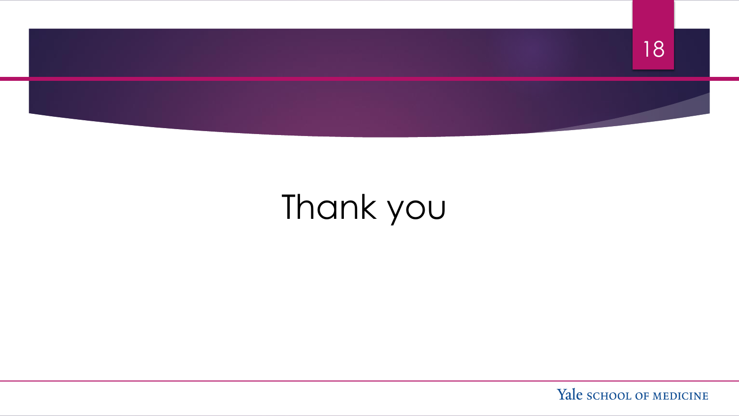# Thank you